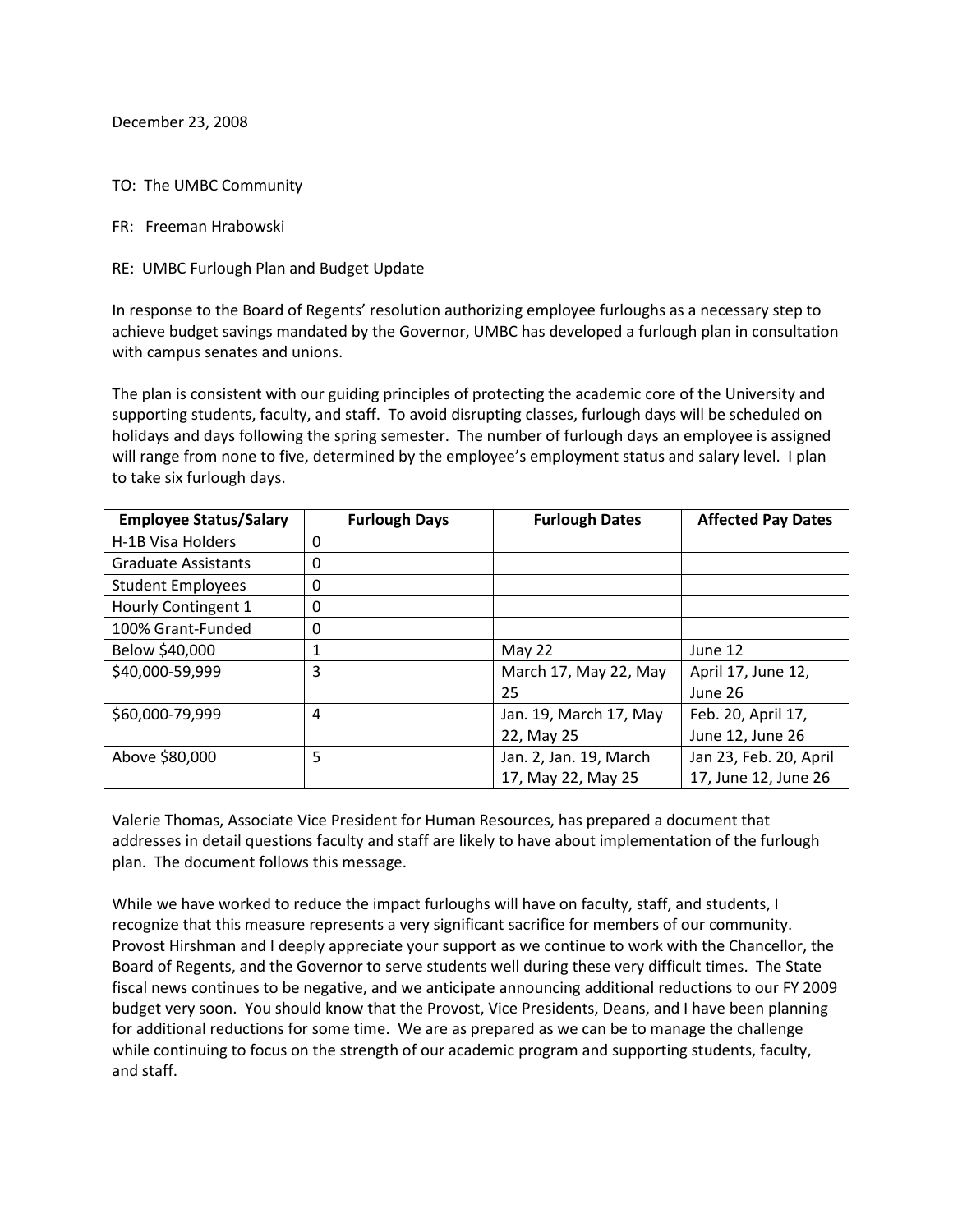December 23, 2008

TO: The UMBC Community

FR: Freeman Hrabowski

RE: UMBC Furlough Plan and Budget Update

In response to the Board of Regents' resolution authorizing employee furloughs as a necessary step to achieve budget savings mandated by the Governor, UMBC has developed a furlough plan in consultation with campus senates and unions.

The plan is consistent with our guiding principles of protecting the academic core of the University and supporting students, faculty, and staff. To avoid disrupting classes, furlough days will be scheduled on holidays and days following the spring semester. The number of furlough days an employee is assigned will range from none to five, determined by the employee's employment status and salary level. I plan to take six furlough days.

| Employee Status/Salary | Furlough Days | Furlough Dates | Affected Pay Dates |
|---|---|---|---|
| H-1B Visa Holders | 0 | | |
| Graduate Assistants | 0 | | |
| Student Employees | 0 | | |
| Hourly Contingent 1 | 0 | | |
| 100% Grant-Funded | 0 | | |
| Below $40,000 | 1 | May 22 | June 12 |
| $40,000-59,999 | 3 | March 17, May 22, May 25 | April 17, June 12, June 26 |
| $60,000-79,999 | 4 | Jan. 19, March 17, May 22, May 25 | Feb. 20, April 17, June 12, June 26 |
| Above $80,000 | 5 | Jan. 2, Jan. 19, March 17, May 22, May 25 | Jan 23, Feb. 20, April 17, June 12, June 26 |

Valerie Thomas, Associate Vice President for Human Resources, has prepared a document that addresses in detail questions faculty and staff are likely to have about implementation of the furlough plan. The document follows this message.

While we have worked to reduce the impact furloughs will have on faculty, staff, and students, I recognize that this measure represents a very significant sacrifice for members of our community. Provost Hirshman and I deeply appreciate your support as we continue to work with the Chancellor, the Board of Regents, and the Governor to serve students well during these very difficult times. The State fiscal news continues to be negative, and we anticipate announcing additional reductions to our FY 2009 budget very soon. You should know that the Provost, Vice Presidents, Deans, and I have been planning for additional reductions for some time. We are as prepared as we can be to manage the challenge while continuing to focus on the strength of our academic program and supporting students, faculty, and staff.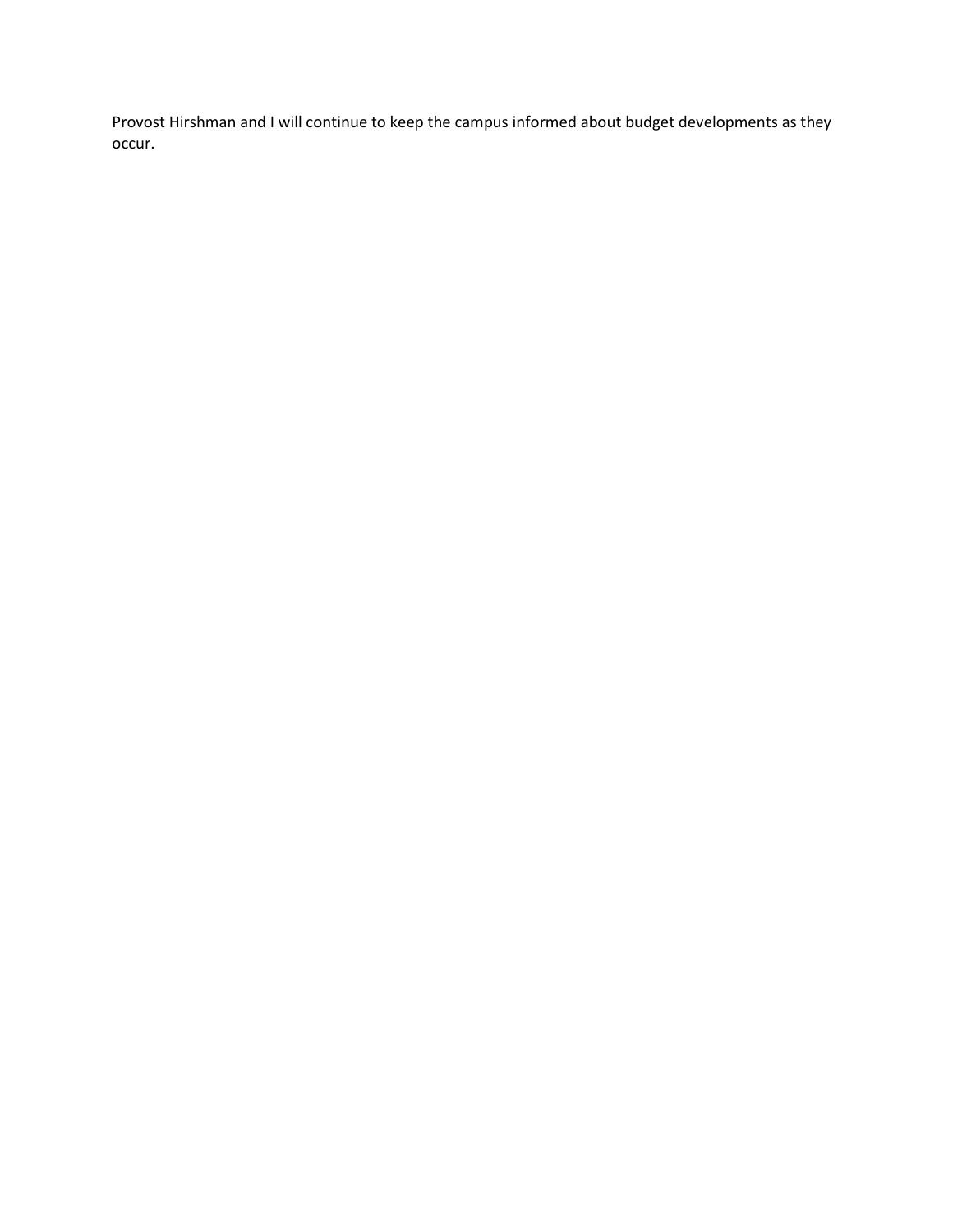Provost Hirshman and I will continue to keep the campus informed about budget developments as they occur.